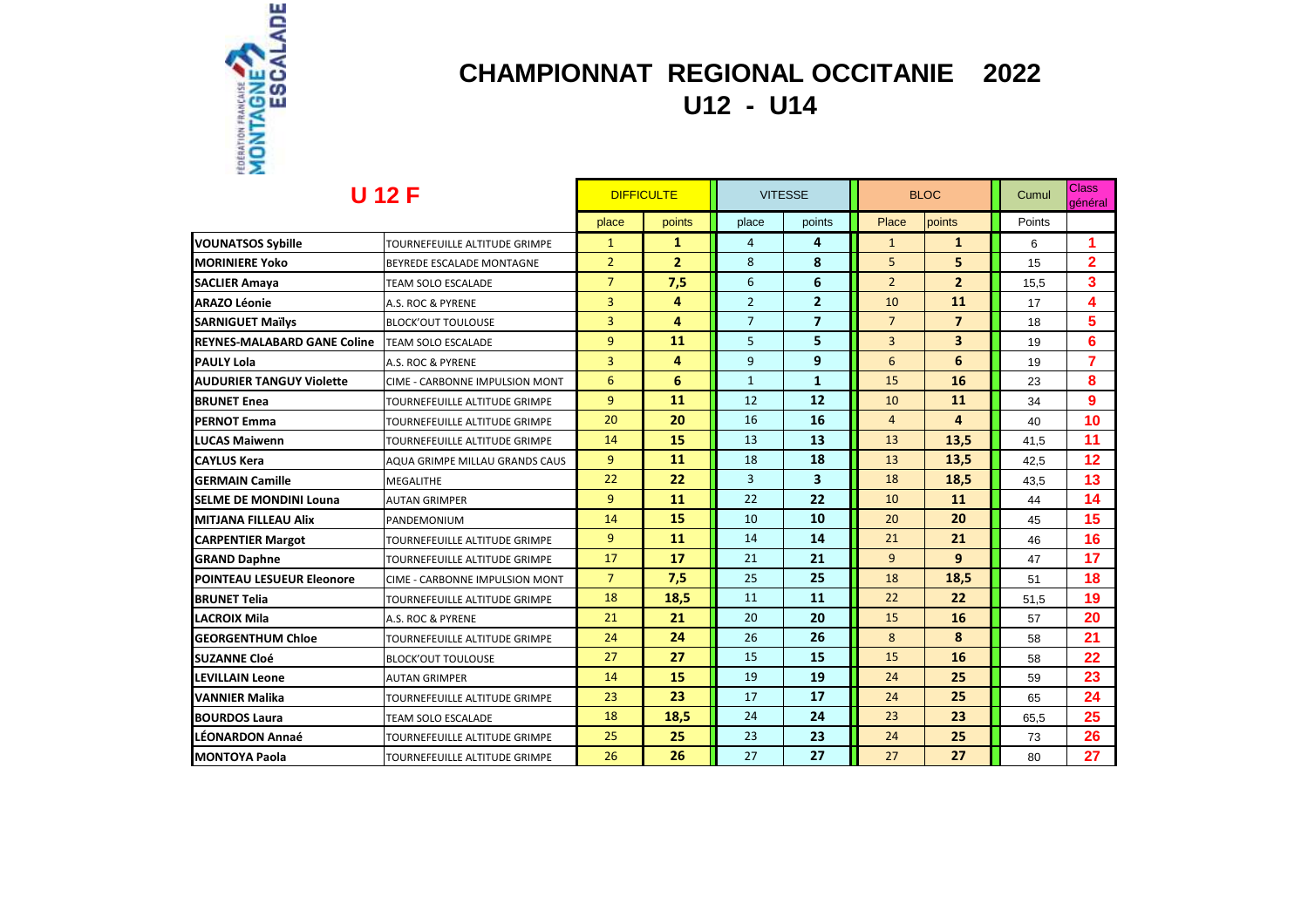# CHAMPIONNAT REGIONAL OCCITANIE 2022

## U12 - U14

| U 12 F | | DIFFICULTE | | VITESSE | | BLOC | | Cumul | Class général |
|---|---|---|---|---|---|---|---|---|---|
| | | place | points | place | points | Place | points | Points | |
| VOUNATSOS Sybille | TOURNEFEUILLE ALTITUDE GRIMPE | 1 | 1 | 4 | 4 | 1 | 1 | 6 | 1 |
| MORINIERE Yoko | BEYREDE ESCALADE MONTAGNE | 2 | 2 | 8 | 8 | 5 | 5 | 15 | 2 |
| SACLIER Amaya | TEAM SOLO ESCALADE | 7 | 7,5 | 6 | 6 | 2 | 2 | 15,5 | 3 |
| ARAZO Léonie | A.S. ROC & PYRENE | 3 | 4 | 2 | 2 | 10 | 11 | 17 | 4 |
| SARNIGUET Maïlys | BLOCK'OUT TOULOUSE | 3 | 4 | 7 | 7 | 7 | 7 | 18 | 5 |
| REYNES-MALABARD GANE Coline | TEAM SOLO ESCALADE | 9 | 11 | 5 | 5 | 3 | 3 | 19 | 6 |
| PAULY Lola | A.S. ROC & PYRENE | 3 | 4 | 9 | 9 | 6 | 6 | 19 | 7 |
| AUDURIER TANGUY Violette | CIME - CARBONNE IMPULSION MONT | 6 | 6 | 1 | 1 | 15 | 16 | 23 | 8 |
| BRUNET Enea | TOURNEFEUILLE ALTITUDE GRIMPE | 9 | 11 | 12 | 12 | 10 | 11 | 34 | 9 |
| PERNOT Emma | TOURNEFEUILLE ALTITUDE GRIMPE | 20 | 20 | 16 | 16 | 4 | 4 | 40 | 10 |
| LUCAS Maiwenn | TOURNEFEUILLE ALTITUDE GRIMPE | 14 | 15 | 13 | 13 | 13 | 13,5 | 41,5 | 11 |
| CAYLUS Kera | AQUA GRIMPE MILLAU GRANDS CAUS | 9 | 11 | 18 | 18 | 13 | 13,5 | 42,5 | 12 |
| GERMAIN Camille | MEGALITHE | 22 | 22 | 3 | 3 | 18 | 18,5 | 43,5 | 13 |
| SELME DE MONDINI Louna | AUTAN GRIMPER | 9 | 11 | 22 | 22 | 10 | 11 | 44 | 14 |
| MITJANA FILLEAU Alix | PANDEMONIUM | 14 | 15 | 10 | 10 | 20 | 20 | 45 | 15 |
| CARPENTIER Margot | TOURNEFEUILLE ALTITUDE GRIMPE | 9 | 11 | 14 | 14 | 21 | 21 | 46 | 16 |
| GRAND Daphne | TOURNEFEUILLE ALTITUDE GRIMPE | 17 | 17 | 21 | 21 | 9 | 9 | 47 | 17 |
| POINTEAU LESUEUR Eleonore | CIME - CARBONNE IMPULSION MONT | 7 | 7,5 | 25 | 25 | 18 | 18,5 | 51 | 18 |
| BRUNET Telia | TOURNEFEUILLE ALTITUDE GRIMPE | 18 | 18,5 | 11 | 11 | 22 | 22 | 51,5 | 19 |
| LACROIX Mila | A.S. ROC & PYRENE | 21 | 21 | 20 | 20 | 15 | 16 | 57 | 20 |
| GEORGENTHUM Chloe | TOURNEFEUILLE ALTITUDE GRIMPE | 24 | 24 | 26 | 26 | 8 | 8 | 58 | 21 |
| SUZANNE Cloé | BLOCK'OUT TOULOUSE | 27 | 27 | 15 | 15 | 15 | 16 | 58 | 22 |
| LEVILLAIN Leone | AUTAN GRIMPER | 14 | 15 | 19 | 19 | 24 | 25 | 59 | 23 |
| VANNIER Malika | TOURNEFEUILLE ALTITUDE GRIMPE | 23 | 23 | 17 | 17 | 24 | 25 | 65 | 24 |
| BOURDOS Laura | TEAM SOLO ESCALADE | 18 | 18,5 | 24 | 24 | 23 | 23 | 65,5 | 25 |
| LÉONARDON Annaé | TOURNEFEUILLE ALTITUDE GRIMPE | 25 | 25 | 23 | 23 | 24 | 25 | 73 | 26 |
| MONTOYA Paola | TOURNEFEUILLE ALTITUDE GRIMPE | 26 | 26 | 27 | 27 | 27 | 27 | 80 | 27 |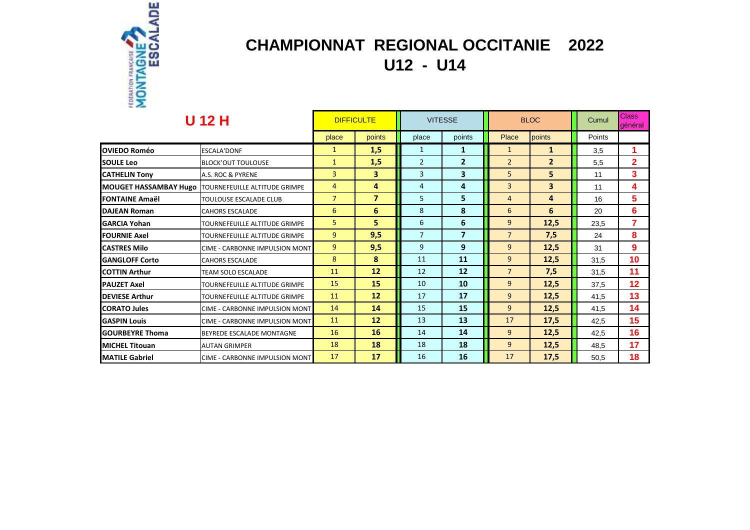# CHAMPIONNAT REGIONAL OCCITANIE 2022

## U12 - U14

| U 12 H | | DIFFICULTE | | VITESSE | | BLOC | | Cumul | Class général |
|---|---|---|---|---|---|---|---|---|---|
| | | place | points | place | points | Place | points | Points | |
| OVIEDO Roméo | ESCALA'DONF | 1 | 1,5 | 1 | 1 | 1 | 1 | 3,5 | 1 |
| SOULE Leo | BLOCK'OUT TOULOUSE | 1 | 1,5 | 2 | 2 | 2 | 2 | 5,5 | 2 |
| CATHELIN Tony | A.S. ROC & PYRENE | 3 | 3 | 3 | 3 | 5 | 5 | 11 | 3 |
| MOUGET HASSAMBAY Hugo | TOURNEFEUILLE ALTITUDE GRIMPE | 4 | 4 | 4 | 4 | 3 | 3 | 11 | 4 |
| FONTAINE Amaël | TOULOUSE ESCALADE CLUB | 7 | 7 | 5 | 5 | 4 | 4 | 16 | 5 |
| DAJEAN Roman | CAHORS ESCALADE | 6 | 6 | 8 | 8 | 6 | 6 | 20 | 6 |
| GARCIA Yohan | TOURNEFEUILLE ALTITUDE GRIMPE | 5 | 5 | 6 | 6 | 9 | 12,5 | 23,5 | 7 |
| FOURNIE Axel | TOURNEFEUILLE ALTITUDE GRIMPE | 9 | 9,5 | 7 | 7 | 7 | 7,5 | 24 | 8 |
| CASTRES Milo | CIME - CARBONNE IMPULSION MONT | 9 | 9,5 | 9 | 9 | 9 | 12,5 | 31 | 9 |
| GANGLOFF Corto | CAHORS ESCALADE | 8 | 8 | 11 | 11 | 9 | 12,5 | 31,5 | 10 |
| COTTIN Arthur | TEAM SOLO ESCALADE | 11 | 12 | 12 | 12 | 7 | 7,5 | 31,5 | 11 |
| PAUZET Axel | TOURNEFEUILLE ALTITUDE GRIMPE | 15 | 15 | 10 | 10 | 9 | 12,5 | 37,5 | 12 |
| DEVIESE Arthur | TOURNEFEUILLE ALTITUDE GRIMPE | 11 | 12 | 17 | 17 | 9 | 12,5 | 41,5 | 13 |
| CORATO Jules | CIME - CARBONNE IMPULSION MONT | 14 | 14 | 15 | 15 | 9 | 12,5 | 41,5 | 14 |
| GASPIN Louis | CIME - CARBONNE IMPULSION MONT | 11 | 12 | 13 | 13 | 17 | 17,5 | 42,5 | 15 |
| GOURBEYRE Thoma | BEYREDE ESCALADE MONTAGNE | 16 | 16 | 14 | 14 | 9 | 12,5 | 42,5 | 16 |
| MICHEL Titouan | AUTAN GRIMPER | 18 | 18 | 18 | 18 | 9 | 12,5 | 48,5 | 17 |
| MATILE Gabriel | CIME - CARBONNE IMPULSION MONT | 17 | 17 | 16 | 16 | 17 | 17,5 | 50,5 | 18 |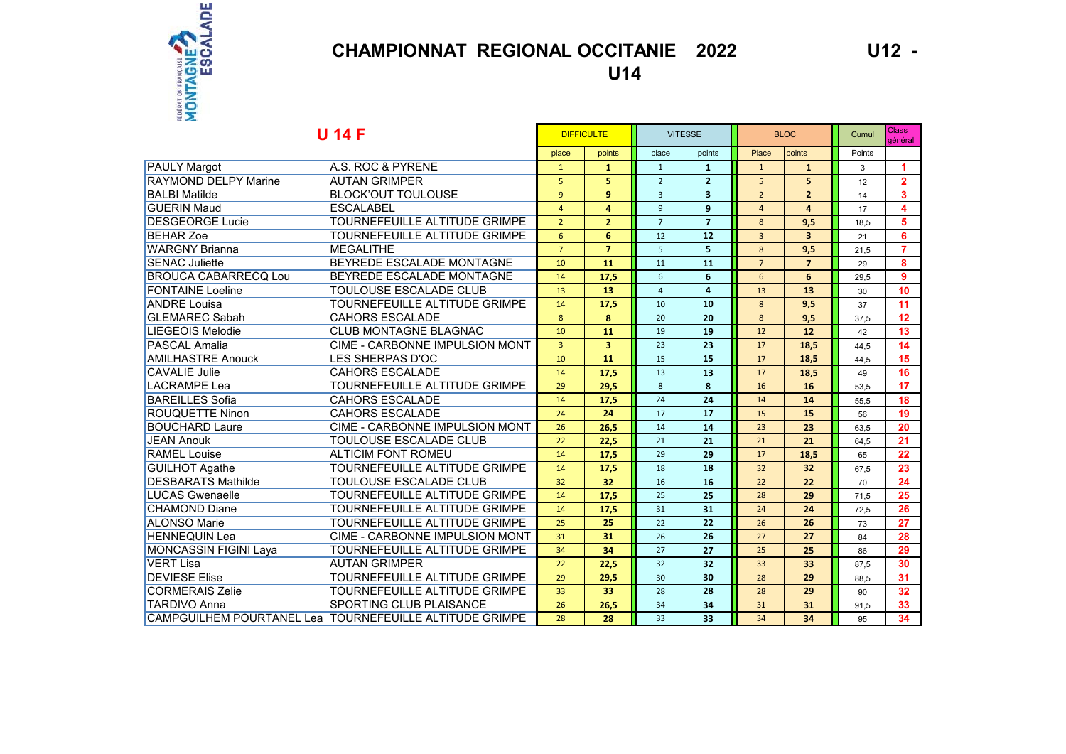# CHAMPIONNAT REGIONAL OCCITANIE 2022

## U12 - U14

## U 14 F

| Nom | Club | DIFFICULTE | | VITESSE | | BLOC | | Cumul | Class général |
|---|---|---|---|---|---|---|---|---|---|
| | | place | points | place | points | Place | points | Points | |
| PAULY Margot | A.S. ROC & PYRENE | 1 | 1 | 1 | 1 | 1 | 1 | 3 | 1 |
| RAYMOND DELPY Marine | AUTAN GRIMPER | 5 | 5 | 2 | 2 | 5 | 5 | 12 | 2 |
| BALBI Matilde | BLOCK'OUT TOULOUSE | 9 | 9 | 3 | 3 | 2 | 2 | 14 | 3 |
| GUERIN Maud | ESCALABEL | 4 | 4 | 9 | 9 | 4 | 4 | 17 | 4 |
| DESGEORGE Lucie | TOURNEFEUILLE ALTITUDE GRIMPE | 2 | 2 | 7 | 7 | 8 | 9,5 | 18,5 | 5 |
| BEHAR Zoe | TOURNEFEUILLE ALTITUDE GRIMPE | 6 | 6 | 12 | 12 | 3 | 3 | 21 | 6 |
| WARGNY Brianna | MEGALITHE | 7 | 7 | 5 | 5 | 8 | 9,5 | 21,5 | 7 |
| SENAC Juliette | BEYREDE ESCALADE MONTAGNE | 10 | 11 | 11 | 11 | 7 | 7 | 29 | 8 |
| BROUCA CABARRECQ Lou | BEYREDE ESCALADE MONTAGNE | 14 | 17,5 | 6 | 6 | 6 | 6 | 29,5 | 9 |
| FONTAINE Loeline | TOULOUSE ESCALADE CLUB | 13 | 13 | 4 | 4 | 13 | 13 | 30 | 10 |
| ANDRE Louisa | TOURNEFEUILLE ALTITUDE GRIMPE | 14 | 17,5 | 10 | 10 | 8 | 9,5 | 37 | 11 |
| GLEMAREC Sabah | CAHORS ESCALADE | 8 | 8 | 20 | 20 | 8 | 9,5 | 37,5 | 12 |
| LIEGEOIS Melodie | CLUB MONTAGNE BLAGNAC | 10 | 11 | 19 | 19 | 12 | 12 | 42 | 13 |
| PASCAL Amalia | CIME - CARBONNE IMPULSION MONT | 3 | 3 | 23 | 23 | 17 | 18,5 | 44,5 | 14 |
| AMILHASTRE Anouck | LES SHERPAS D'OC | 10 | 11 | 15 | 15 | 17 | 18,5 | 44,5 | 15 |
| CAVALIE Julie | CAHORS ESCALADE | 14 | 17,5 | 13 | 13 | 17 | 18,5 | 49 | 16 |
| LACRAMPE Lea | TOURNEFEUILLE ALTITUDE GRIMPE | 29 | 29,5 | 8 | 8 | 16 | 16 | 53,5 | 17 |
| BAREILLES Sofia | CAHORS ESCALADE | 14 | 17,5 | 24 | 24 | 14 | 14 | 55,5 | 18 |
| ROUQUETTE Ninon | CAHORS ESCALADE | 24 | 24 | 17 | 17 | 15 | 15 | 56 | 19 |
| BOUCHARD Laure | CIME - CARBONNE IMPULSION MONT | 26 | 26,5 | 14 | 14 | 23 | 23 | 63,5 | 20 |
| JEAN Anouk | TOULOUSE ESCALADE CLUB | 22 | 22,5 | 21 | 21 | 21 | 21 | 64,5 | 21 |
| RAMEL Louise | ALTICIM FONT ROMEU | 14 | 17,5 | 29 | 29 | 17 | 18,5 | 65 | 22 |
| GUILHOT Agathe | TOURNEFEUILLE ALTITUDE GRIMPE | 14 | 17,5 | 18 | 18 | 32 | 32 | 67,5 | 23 |
| DESBARATS Mathilde | TOULOUSE ESCALADE CLUB | 32 | 32 | 16 | 16 | 22 | 22 | 70 | 24 |
| LUCAS Gwenaelle | TOURNEFEUILLE ALTITUDE GRIMPE | 14 | 17,5 | 25 | 25 | 28 | 29 | 71,5 | 25 |
| CHAMOND Diane | TOURNEFEUILLE ALTITUDE GRIMPE | 14 | 17,5 | 31 | 31 | 24 | 24 | 72,5 | 26 |
| ALONSO Marie | TOURNEFEUILLE ALTITUDE GRIMPE | 25 | 25 | 22 | 22 | 26 | 26 | 73 | 27 |
| HENNEQUIN Lea | CIME - CARBONNE IMPULSION MONT | 31 | 31 | 26 | 26 | 27 | 27 | 84 | 28 |
| MONCASSIN FIGINI Laya | TOURNEFEUILLE ALTITUDE GRIMPE | 34 | 34 | 27 | 27 | 25 | 25 | 86 | 29 |
| VERT Lisa | AUTAN GRIMPER | 22 | 22,5 | 32 | 32 | 33 | 33 | 87,5 | 30 |
| DEVIESE Elise | TOURNEFEUILLE ALTITUDE GRIMPE | 29 | 29,5 | 30 | 30 | 28 | 29 | 88,5 | 31 |
| CORMERAIS Zelie | TOURNEFEUILLE ALTITUDE GRIMPE | 33 | 33 | 28 | 28 | 28 | 29 | 90 | 32 |
| TARDIVO Anna | SPORTING CLUB PLAISANCE | 26 | 26,5 | 34 | 34 | 31 | 31 | 91,5 | 33 |
| CAMPGUILHEM POURTANEL Lea | TOURNEFEUILLE ALTITUDE GRIMPE | 28 | 28 | 33 | 33 | 34 | 34 | 95 | 34 |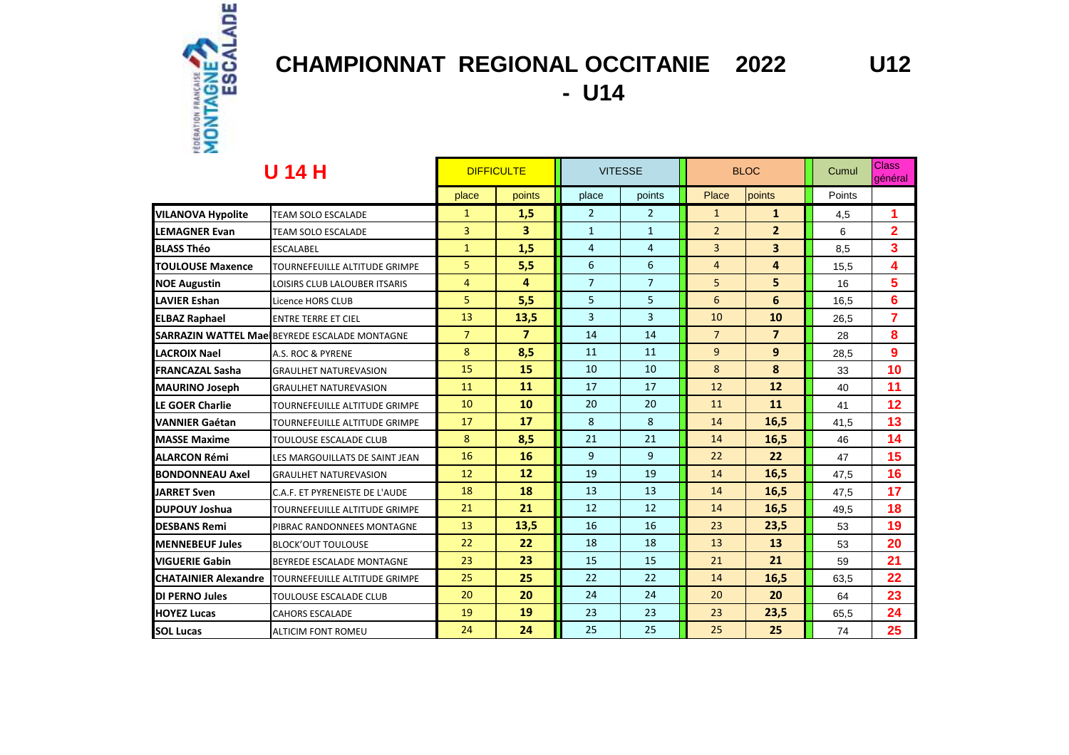# CHAMPIONNAT REGIONAL OCCITANIE 2022 U12 - U14

## U 14 H

| | | DIFFICULTE | | VITESSE | | BLOC | | Cumul | Class général |
|---|---|---|---|---|---|---|---|---|---|
| | | place | points | place | points | Place | points | Points | |
| VILANOVA Hypolite | TEAM SOLO ESCALADE | 1 | **1,5** | 2 | 2 | 1 | **1** | 4,5 | 1 |
| LEMAGNER Evan | TEAM SOLO ESCALADE | 3 | **3** | 1 | 1 | 2 | **2** | 6 | 2 |
| BLASS Théo | ESCALABEL | 1 | **1,5** | 4 | 4 | 3 | **3** | 8,5 | 3 |
| TOULOUSE Maxence | TOURNEFEUILLE ALTITUDE GRIMPE | 5 | **5,5** | 6 | 6 | 4 | **4** | 15,5 | 4 |
| NOE Augustin | LOISIRS CLUB LALOUBER ITSARIS | 4 | **4** | 7 | 7 | 5 | **5** | 16 | 5 |
| LAVIER Eshan | Licence HORS CLUB | 5 | **5,5** | 5 | 5 | 6 | **6** | 16,5 | 6 |
| ELBAZ Raphael | ENTRE TERRE ET CIEL | 13 | **13,5** | 3 | 3 | 10 | **10** | 26,5 | 7 |
| SARRAZIN WATTEL Mael | BEYREDE ESCALADE MONTAGNE | 7 | **7** | 14 | 14 | 7 | **7** | 28 | 8 |
| LACROIX Nael | A.S. ROC & PYRENE | 8 | **8,5** | 11 | 11 | 9 | **9** | 28,5 | 9 |
| FRANCAZAL Sasha | GRAULHET NATUREVASION | 15 | **15** | 10 | 10 | 8 | **8** | 33 | 10 |
| MAURINO Joseph | GRAULHET NATUREVASION | 11 | **11** | 17 | 17 | 12 | **12** | 40 | 11 |
| LE GOER Charlie | TOURNEFEUILLE ALTITUDE GRIMPE | 10 | **10** | 20 | 20 | 11 | **11** | 41 | 12 |
| VANNIER Gaétan | TOURNEFEUILLE ALTITUDE GRIMPE | 17 | **17** | 8 | 8 | 14 | **16,5** | 41,5 | 13 |
| MASSE Maxime | TOULOUSE ESCALADE CLUB | 8 | **8,5** | 21 | 21 | 14 | **16,5** | 46 | 14 |
| ALARCON Rémi | LES MARGOUILLATS DE SAINT JEAN | 16 | **16** | 9 | 9 | 22 | **22** | 47 | 15 |
| BONDONNEAU Axel | GRAULHET NATUREVASION | 12 | **12** | 19 | 19 | 14 | **16,5** | 47,5 | 16 |
| JARRET Sven | C.A.F. ET PYRENEISTE DE L'AUDE | 18 | **18** | 13 | 13 | 14 | **16,5** | 47,5 | 17 |
| DUPOUY Joshua | TOURNEFEUILLE ALTITUDE GRIMPE | 21 | **21** | 12 | 12 | 14 | **16,5** | 49,5 | 18 |
| DESBANS Remi | PIBRAC RANDONNEES MONTAGNE | 13 | **13,5** | 16 | 16 | 23 | **23,5** | 53 | 19 |
| MENNEBEUF Jules | BLOCK'OUT TOULOUSE | 22 | **22** | 18 | 18 | 13 | **13** | 53 | 20 |
| VIGUERIE Gabin | BEYREDE ESCALADE MONTAGNE | 23 | **23** | 15 | 15 | 21 | **21** | 59 | 21 |
| CHATAINIER Alexandre | TOURNEFEUILLE ALTITUDE GRIMPE | 25 | **25** | 22 | 22 | 14 | **16,5** | 63,5 | 22 |
| DI PERNO Jules | TOULOUSE ESCALADE CLUB | 20 | **20** | 24 | 24 | 20 | **20** | 64 | 23 |
| HOYEZ Lucas | CAHORS ESCALADE | 19 | **19** | 23 | 23 | 23 | **23,5** | 65,5 | 24 |
| SOL Lucas | ALTICIM FONT ROMEU | 24 | **24** | 25 | 25 | 25 | **25** | 74 | 25 |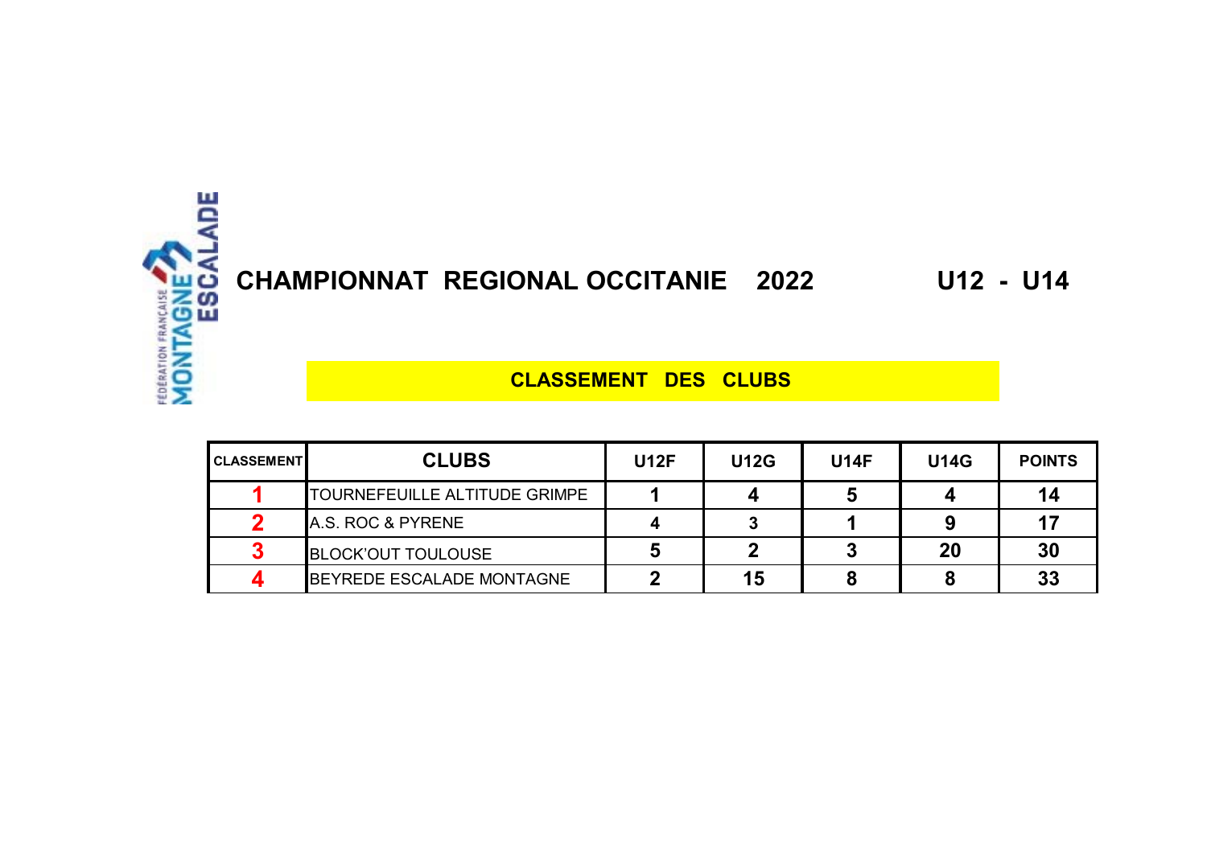# CHAMPIONNAT REGIONAL OCCITANIE 2022 U12 - U14

## CLASSEMENT DES CLUBS

| CLASSEMENT | CLUBS | U12F | U12G | U14F | U14G | POINTS |
|---|---|---|---|---|---|---|
| 1 | TOURNEFEUILLE ALTITUDE GRIMPE | 1 | 4 | 5 | 4 | 14 |
| 2 | A.S. ROC & PYRENE | 4 | 3 | 1 | 9 | 17 |
| 3 | BLOCK'OUT TOULOUSE | 5 | 2 | 3 | 20 | 30 |
| 4 | BEYREDE ESCALADE MONTAGNE | 2 | 15 | 8 | 8 | 33 |